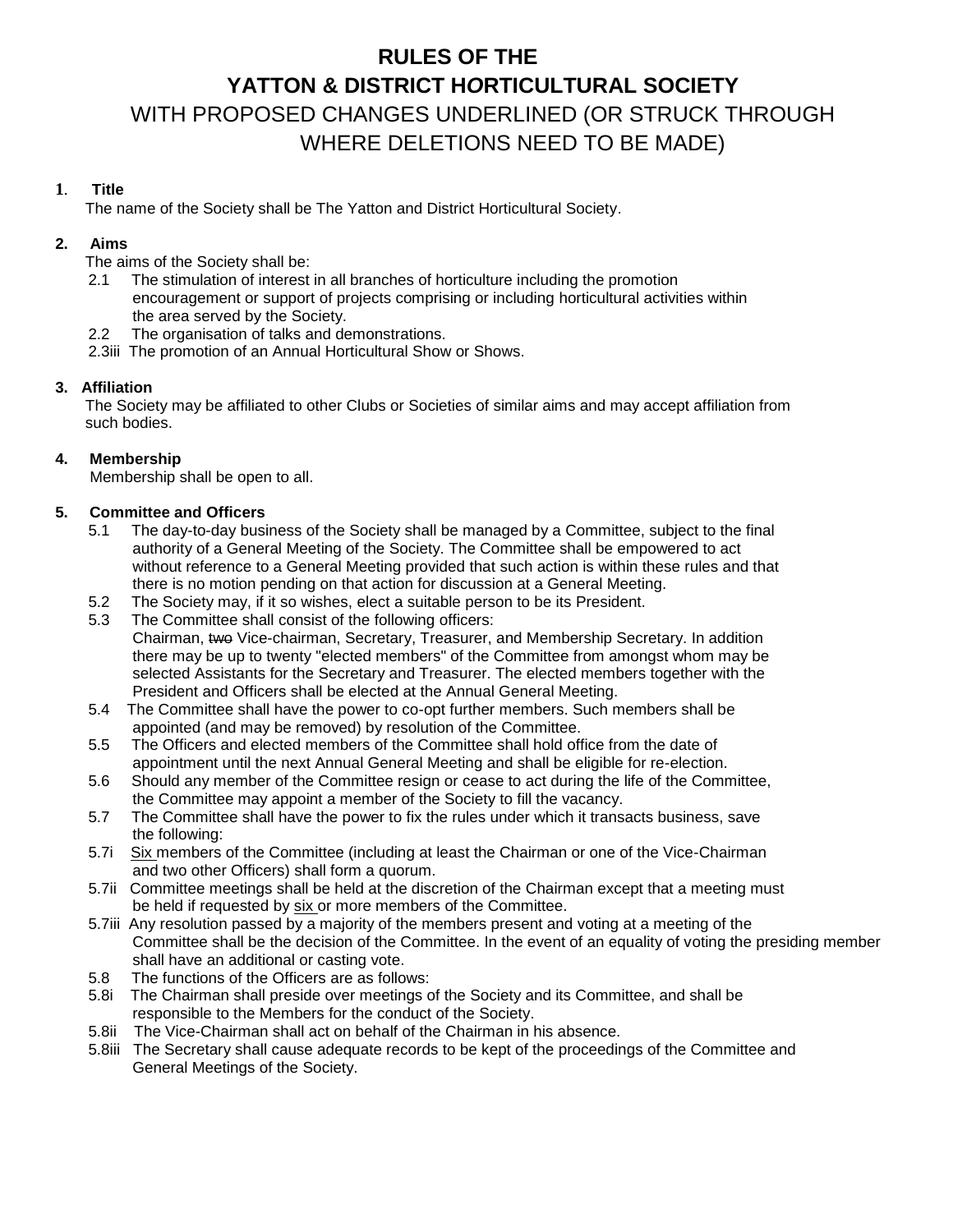# RULES OF THE

# YATTON & DISTRICT HORTICULTURAL SOCIETY

## WITH PROPOSED CHANGES UNDERLINED (OR STRUCK THROUGH WHERE DELETIONS NEED TO BE MADE)

**1. Title**

The name of the Society shall be The Yatton and District Horticultural Society.

**2. Aims**

The aims of the Society shall be:

2.1 The stimulation of interest in all branches of horticulture including the promotion encouragement or support of projects comprising or including horticultural activities within the area served by the Society.

2.2 The organisation of talks and demonstrations.

2.3iii The promotion of an Annual Horticultural Show or Shows.

**3. Affiliation**

The Society may be affiliated to other Clubs or Societies of similar aims and may accept affiliation from such bodies.

**4. Membership**

Membership shall be open to all.

**5. Committee and Officers**

5.1 The day-to-day business of the Society shall be managed by a Committee, subject to the final authority of a General Meeting of the Society. The Committee shall be empowered to act without reference to a General Meeting provided that such action is within these rules and that there is no motion pending on that action for discussion at a General Meeting.

5.2 The Society may, if it so wishes, elect a suitable person to be its President.

5.3 The Committee shall consist of the following officers:
Chairman, ~~two~~ Vice-chairman, Secretary, Treasurer, and Membership Secretary. In addition there may be up to twenty "elected members" of the Committee from amongst whom may be selected Assistants for the Secretary and Treasurer. The elected members together with the President and Officers shall be elected at the Annual General Meeting.

5.4 The Committee shall have the power to co-opt further members. Such members shall be appointed (and may be removed) by resolution of the Committee.

5.5 The Officers and elected members of the Committee shall hold office from the date of appointment until the next Annual General Meeting and shall be eligible for re-election.

5.6 Should any member of the Committee resign or cease to act during the life of the Committee, the Committee may appoint a member of the Society to fill the vacancy.

5.7 The Committee shall have the power to fix the rules under which it transacts business, save the following:

5.7i <u>Six</u> members of the Committee (including at least the Chairman or one of the Vice-Chairman and two other Officers) shall form a quorum.

5.7ii Committee meetings shall be held at the discretion of the Chairman except that a meeting must be held if requested by <u>six</u> or more members of the Committee.

5.7iii Any resolution passed by a majority of the members present and voting at a meeting of the Committee shall be the decision of the Committee. In the event of an equality of voting the presiding member shall have an additional or casting vote.

5.8 The functions of the Officers are as follows:

5.8i The Chairman shall preside over meetings of the Society and its Committee, and shall be responsible to the Members for the conduct of the Society.

5.8ii The Vice-Chairman shall act on behalf of the Chairman in his absence.

5.8iii The Secretary shall cause adequate records to be kept of the proceedings of the Committee and General Meetings of the Society.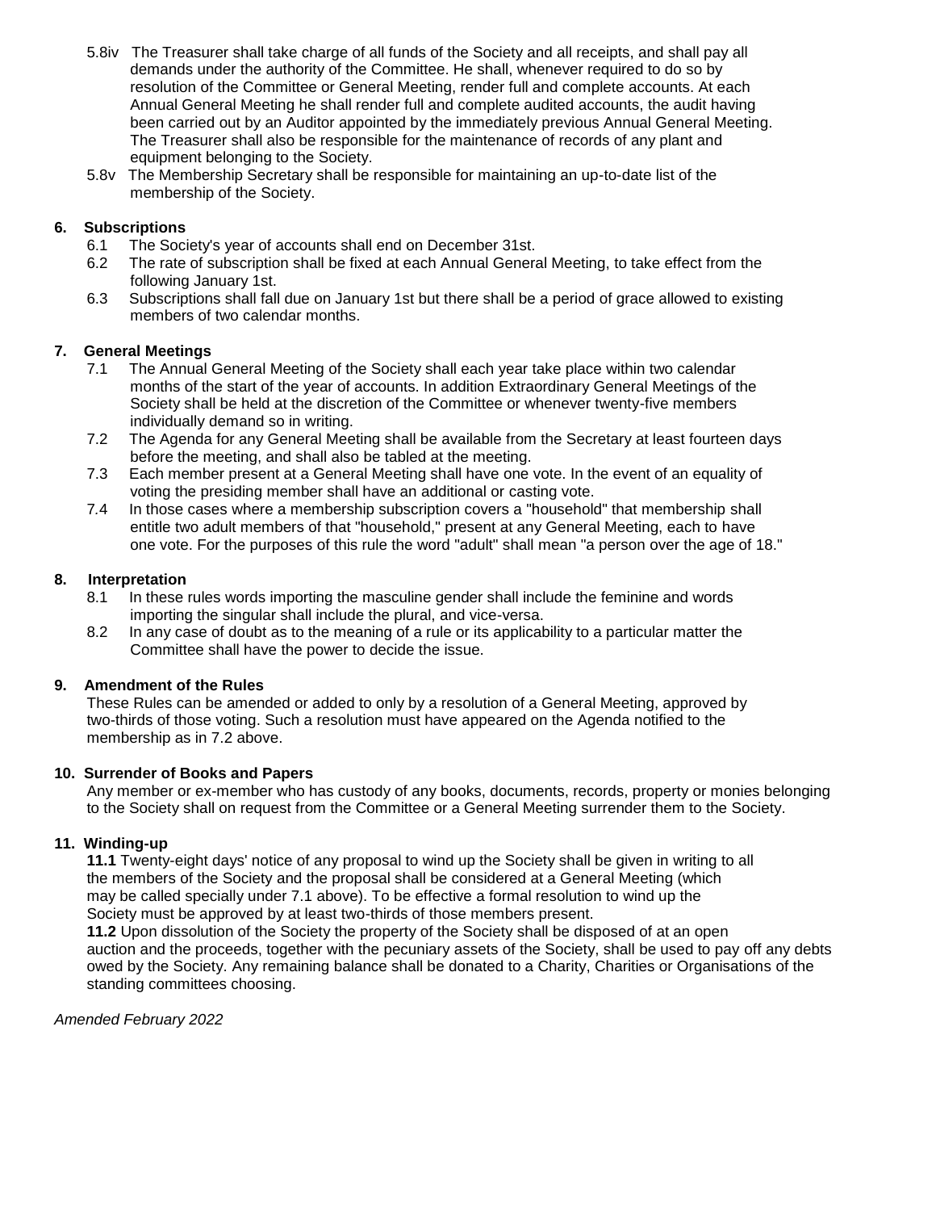5.8iv The Treasurer shall take charge of all funds of the Society and all receipts, and shall pay all demands under the authority of the Committee. He shall, whenever required to do so by resolution of the Committee or General Meeting, render full and complete accounts. At each Annual General Meeting he shall render full and complete audited accounts, the audit having been carried out by an Auditor appointed by the immediately previous Annual General Meeting. The Treasurer shall also be responsible for the maintenance of records of any plant and equipment belonging to the Society.

5.8v The Membership Secretary shall be responsible for maintaining an up-to-date list of the membership of the Society.

### 6. Subscriptions

6.1 The Society's year of accounts shall end on December 31st.

6.2 The rate of subscription shall be fixed at each Annual General Meeting, to take effect from the following January 1st.

6.3 Subscriptions shall fall due on January 1st but there shall be a period of grace allowed to existing members of two calendar months.

### 7. General Meetings

7.1 The Annual General Meeting of the Society shall each year take place within two calendar months of the start of the year of accounts. In addition Extraordinary General Meetings of the Society shall be held at the discretion of the Committee or whenever twenty-five members individually demand so in writing.

7.2 The Agenda for any General Meeting shall be available from the Secretary at least fourteen days before the meeting, and shall also be tabled at the meeting.

7.3 Each member present at a General Meeting shall have one vote. In the event of an equality of voting the presiding member shall have an additional or casting vote.

7.4 In those cases where a membership subscription covers a "household" that membership shall entitle two adult members of that "household," present at any General Meeting, each to have one vote. For the purposes of this rule the word "adult" shall mean "a person over the age of 18."

### 8. Interpretation

8.1 In these rules words importing the masculine gender shall include the feminine and words importing the singular shall include the plural, and vice-versa.

8.2 In any case of doubt as to the meaning of a rule or its applicability to a particular matter the Committee shall have the power to decide the issue.

### 9. Amendment of the Rules

These Rules can be amended or added to only by a resolution of a General Meeting, approved by two-thirds of those voting. Such a resolution must have appeared on the Agenda notified to the membership as in 7.2 above.

### 10. Surrender of Books and Papers

Any member or ex-member who has custody of any books, documents, records, property or monies belonging to the Society shall on request from the Committee or a General Meeting surrender them to the Society.

### 11. Winding-up

**11.1** Twenty-eight days' notice of any proposal to wind up the Society shall be given in writing to all the members of the Society and the proposal shall be considered at a General Meeting (which may be called specially under 7.1 above). To be effective a formal resolution to wind up the Society must be approved by at least two-thirds of those members present.

**11.2** Upon dissolution of the Society the property of the Society shall be disposed of at an open auction and the proceeds, together with the pecuniary assets of the Society, shall be used to pay off any debts owed by the Society. Any remaining balance shall be donated to a Charity, Charities or Organisations of the standing committees choosing.

*Amended February 2022*